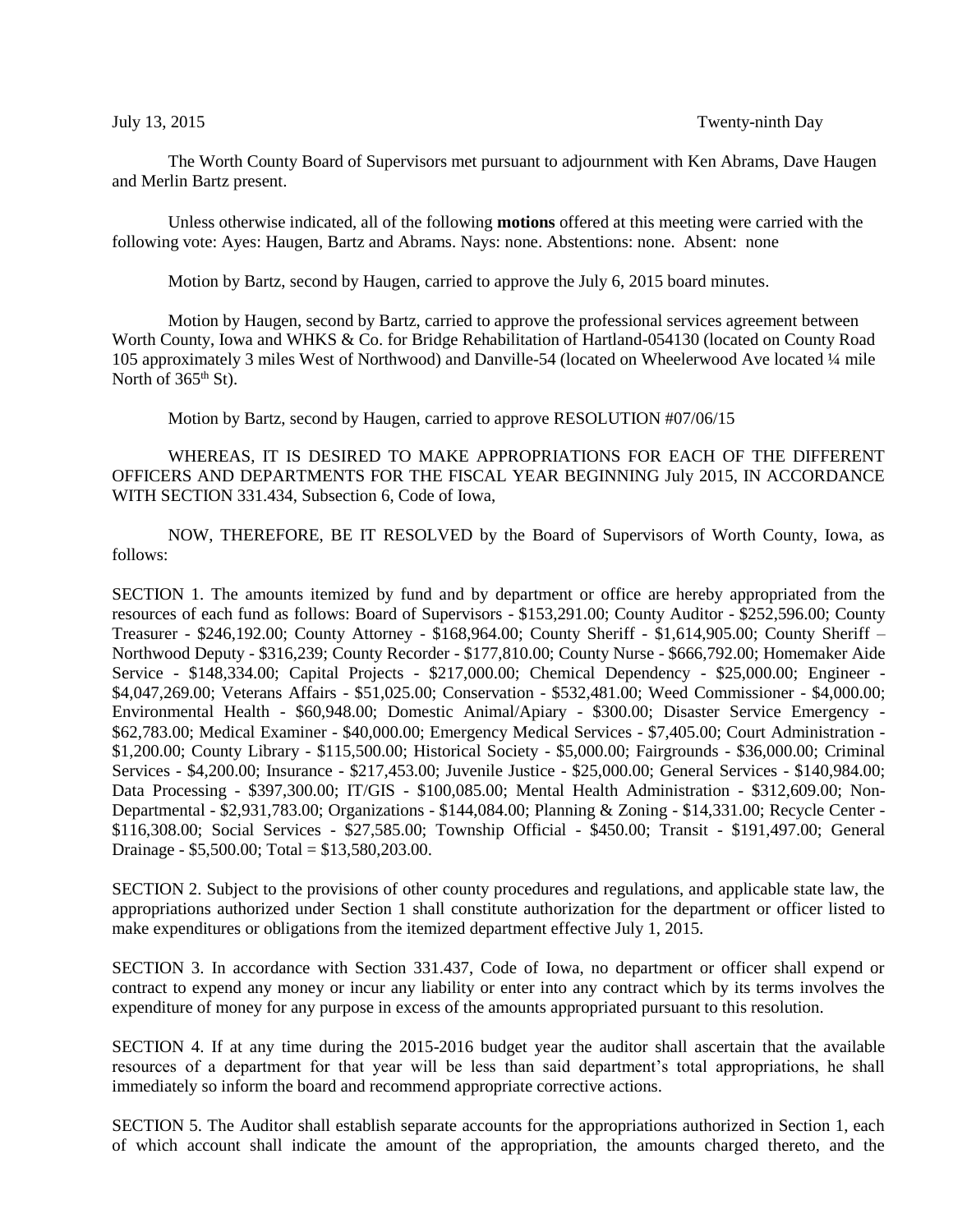July 13, 2015 Twenty-ninth Day

The Worth County Board of Supervisors met pursuant to adjournment with Ken Abrams, Dave Haugen and Merlin Bartz present.

Unless otherwise indicated, all of the following **motions** offered at this meeting were carried with the following vote: Ayes: Haugen, Bartz and Abrams. Nays: none. Abstentions: none. Absent: none

Motion by Bartz, second by Haugen, carried to approve the July 6, 2015 board minutes.

Motion by Haugen, second by Bartz, carried to approve the professional services agreement between Worth County, Iowa and WHKS & Co. for Bridge Rehabilitation of Hartland-054130 (located on County Road 105 approximately 3 miles West of Northwood) and Danville-54 (located on Wheelerwood Ave located ¼ mile North of 365th St).

Motion by Bartz, second by Haugen, carried to approve RESOLUTION #07/06/15

WHEREAS, IT IS DESIRED TO MAKE APPROPRIATIONS FOR EACH OF THE DIFFERENT OFFICERS AND DEPARTMENTS FOR THE FISCAL YEAR BEGINNING July 2015, IN ACCORDANCE WITH SECTION 331.434, Subsection 6, Code of Iowa,

NOW, THEREFORE, BE IT RESOLVED by the Board of Supervisors of Worth County, Iowa, as follows:

SECTION 1. The amounts itemized by fund and by department or office are hereby appropriated from the resources of each fund as follows: Board of Supervisors - $153,291.00; County Auditor - $252,596.00; County Treasurer - $246,192.00; County Attorney - $168,964.00; County Sheriff - $1,614,905.00; County Sheriff – Northwood Deputy - $316,239; County Recorder - $177,810.00; County Nurse - $666,792.00; Homemaker Aide Service - $148,334.00; Capital Projects - $217,000.00; Chemical Dependency - $25,000.00; Engineer - $4,047,269.00; Veterans Affairs - $51,025.00; Conservation - $532,481.00; Weed Commissioner - $4,000.00; Environmental Health - $60,948.00; Domestic Animal/Apiary - $300.00; Disaster Service Emergency - $62,783.00; Medical Examiner - $40,000.00; Emergency Medical Services - $7,405.00; Court Administration - $1,200.00; County Library - $115,500.00; Historical Society - $5,000.00; Fairgrounds - $36,000.00; Criminal Services - $4,200.00; Insurance - $217,453.00; Juvenile Justice - $25,000.00; General Services - $140,984.00; Data Processing - $397,300.00; IT/GIS - $100,085.00; Mental Health Administration - $312,609.00; Non-Departmental - $2,931,783.00; Organizations - $144,084.00; Planning & Zoning - $14,331.00; Recycle Center - $116,308.00; Social Services - $27,585.00; Township Official - $450.00; Transit - $191,497.00; General Drainage - $5,500.00; Total = $13,580,203.00.

SECTION 2. Subject to the provisions of other county procedures and regulations, and applicable state law, the appropriations authorized under Section 1 shall constitute authorization for the department or officer listed to make expenditures or obligations from the itemized department effective July 1, 2015.

SECTION 3. In accordance with Section 331.437, Code of Iowa, no department or officer shall expend or contract to expend any money or incur any liability or enter into any contract which by its terms involves the expenditure of money for any purpose in excess of the amounts appropriated pursuant to this resolution.

SECTION 4. If at any time during the 2015-2016 budget year the auditor shall ascertain that the available resources of a department for that year will be less than said department's total appropriations, he shall immediately so inform the board and recommend appropriate corrective actions.

SECTION 5. The Auditor shall establish separate accounts for the appropriations authorized in Section 1, each of which account shall indicate the amount of the appropriation, the amounts charged thereto, and the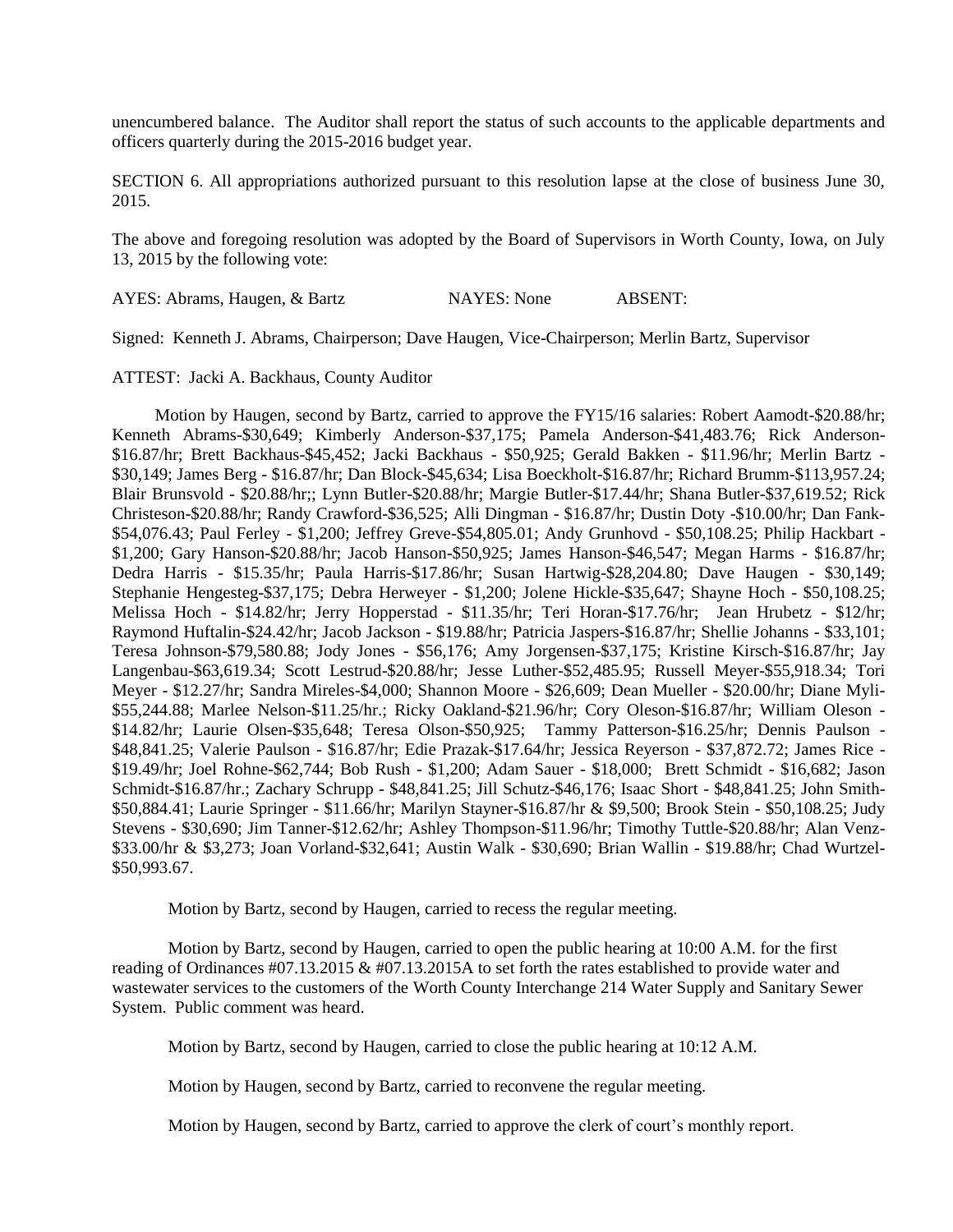unencumbered balance. The Auditor shall report the status of such accounts to the applicable departments and officers quarterly during the 2015-2016 budget year.

SECTION 6. All appropriations authorized pursuant to this resolution lapse at the close of business June 30, 2015.

The above and foregoing resolution was adopted by the Board of Supervisors in Worth County, Iowa, on July 13, 2015 by the following vote:

AYES: Abrams, Haugen, & Bartz  NAYES: None  ABSENT:

Signed: Kenneth J. Abrams, Chairperson; Dave Haugen, Vice-Chairperson; Merlin Bartz, Supervisor

ATTEST: Jacki A. Backhaus, County Auditor

Motion by Haugen, second by Bartz, carried to approve the FY15/16 salaries: Robert Aamodt-$20.88/hr; Kenneth Abrams-$30,649; Kimberly Anderson-$37,175; Pamela Anderson-$41,483.76; Rick Anderson-$16.87/hr; Brett Backhaus-$45,452; Jacki Backhaus - $50,925; Gerald Bakken - $11.96/hr; Merlin Bartz - $30,149; James Berg - $16.87/hr; Dan Block-$45,634; Lisa Boeckholt-$16.87/hr; Richard Brumm-$113,957.24; Blair Brunsvold - $20.88/hr;; Lynn Butler-$20.88/hr; Margie Butler-$17.44/hr; Shana Butler-$37,619.52; Rick Christeson-$20.88/hr; Randy Crawford-$36,525; Alli Dingman - $16.87/hr; Dustin Doty -$10.00/hr; Dan Fank-$54,076.43; Paul Ferley - $1,200; Jeffrey Greve-$54,805.01; Andy Grunhovd - $50,108.25; Philip Hackbart - $1,200; Gary Hanson-$20.88/hr; Jacob Hanson-$50,925; James Hanson-$46,547; Megan Harms - $16.87/hr; Dedra Harris - $15.35/hr; Paula Harris-$17.86/hr; Susan Hartwig-$28,204.80; Dave Haugen - $30,149; Stephanie Hengesteg-$37,175; Debra Herweyer - $1,200; Jolene Hickle-$35,647; Shayne Hoch - $50,108.25; Melissa Hoch - $14.82/hr; Jerry Hopperstad - $11.35/hr; Teri Horan-$17.76/hr; Jean Hrubetz - $12/hr; Raymond Huftalin-$24.42/hr; Jacob Jackson - $19.88/hr; Patricia Jaspers-$16.87/hr; Shellie Johanns - $33,101; Teresa Johnson-$79,580.88; Jody Jones - $56,176; Amy Jorgensen-$37,175; Kristine Kirsch-$16.87/hr; Jay Langenbau-$63,619.34; Scott Lestrud-$20.88/hr; Jesse Luther-$52,485.95; Russell Meyer-$55,918.34; Tori Meyer - $12.27/hr; Sandra Mireles-$4,000; Shannon Moore - $26,609; Dean Mueller - $20.00/hr; Diane Myli-$55,244.88; Marlee Nelson-$11.25/hr.; Ricky Oakland-$21.96/hr; Cory Oleson-$16.87/hr; William Oleson - $14.82/hr; Laurie Olsen-$35,648; Teresa Olson-$50,925; Tammy Patterson-$16.25/hr; Dennis Paulson - $48,841.25; Valerie Paulson - $16.87/hr; Edie Prazak-$17.64/hr; Jessica Reyerson - $37,872.72; James Rice - $19.49/hr; Joel Rohne-$62,744; Bob Rush - $1,200; Adam Sauer - $18,000; Brett Schmidt - $16,682; Jason Schmidt-$16.87/hr.; Zachary Schrupp - $48,841.25; Jill Schutz-$46,176; Isaac Short - $48,841.25; John Smith-$50,884.41; Laurie Springer - $11.66/hr; Marilyn Stayner-$16.87/hr & $9,500; Brook Stein - $50,108.25; Judy Stevens - $30,690; Jim Tanner-$12.62/hr; Ashley Thompson-$11.96/hr; Timothy Tuttle-$20.88/hr; Alan Venz-$33.00/hr & $3,273; Joan Vorland-$32,641; Austin Walk - $30,690; Brian Wallin - $19.88/hr; Chad Wurtzel-$50,993.67.

Motion by Bartz, second by Haugen, carried to recess the regular meeting.

Motion by Bartz, second by Haugen, carried to open the public hearing at 10:00 A.M. for the first reading of Ordinances #07.13.2015 & #07.13.2015A to set forth the rates established to provide water and wastewater services to the customers of the Worth County Interchange 214 Water Supply and Sanitary Sewer System. Public comment was heard.

Motion by Bartz, second by Haugen, carried to close the public hearing at 10:12 A.M.

Motion by Haugen, second by Bartz, carried to reconvene the regular meeting.

Motion by Haugen, second by Bartz, carried to approve the clerk of court's monthly report.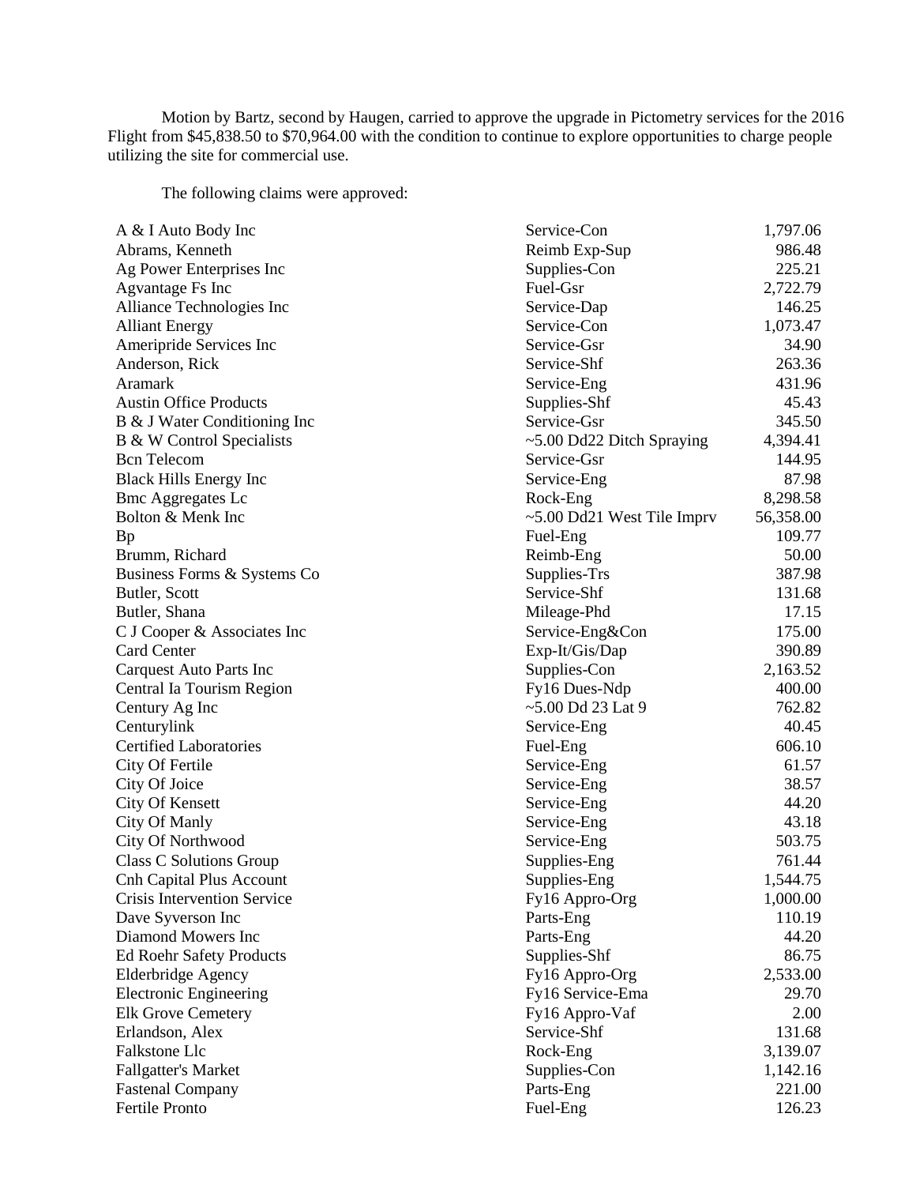Motion by Bartz, second by Haugen, carried to approve the upgrade in Pictometry services for the 2016 Flight from $45,838.50 to $70,964.00 with the condition to continue to explore opportunities to charge people utilizing the site for commercial use.

The following claims were approved:

| | | |
|---|---|---|
| A & I Auto Body Inc | Service-Con | 1,797.06 |
| Abrams, Kenneth | Reimb Exp-Sup | 986.48 |
| Ag Power Enterprises Inc | Supplies-Con | 225.21 |
| Agvantage Fs Inc | Fuel-Gsr | 2,722.79 |
| Alliance Technologies Inc | Service-Dap | 146.25 |
| Alliant Energy | Service-Con | 1,073.47 |
| Ameripride Services Inc | Service-Gsr | 34.90 |
| Anderson, Rick | Service-Shf | 263.36 |
| Aramark | Service-Eng | 431.96 |
| Austin Office Products | Supplies-Shf | 45.43 |
| B & J Water Conditioning Inc | Service-Gsr | 345.50 |
| B & W Control Specialists | ~5.00 Dd22 Ditch Spraying | 4,394.41 |
| Bcn Telecom | Service-Gsr | 144.95 |
| Black Hills Energy Inc | Service-Eng | 87.98 |
| Bmc Aggregates Lc | Rock-Eng | 8,298.58 |
| Bolton & Menk Inc | ~5.00 Dd21 West Tile Imprv | 56,358.00 |
| Bp | Fuel-Eng | 109.77 |
| Brumm, Richard | Reimb-Eng | 50.00 |
| Business Forms & Systems Co | Supplies-Trs | 387.98 |
| Butler, Scott | Service-Shf | 131.68 |
| Butler, Shana | Mileage-Phd | 17.15 |
| C J Cooper & Associates Inc | Service-Eng&Con | 175.00 |
| Card Center | Exp-It/Gis/Dap | 390.89 |
| Carquest Auto Parts Inc | Supplies-Con | 2,163.52 |
| Central Ia Tourism Region | Fy16 Dues-Ndp | 400.00 |
| Century Ag Inc | ~5.00 Dd 23 Lat 9 | 762.82 |
| Centurylink | Service-Eng | 40.45 |
| Certified Laboratories | Fuel-Eng | 606.10 |
| City Of Fertile | Service-Eng | 61.57 |
| City Of Joice | Service-Eng | 38.57 |
| City Of Kensett | Service-Eng | 44.20 |
| City Of Manly | Service-Eng | 43.18 |
| City Of Northwood | Service-Eng | 503.75 |
| Class C Solutions Group | Supplies-Eng | 761.44 |
| Cnh Capital Plus Account | Supplies-Eng | 1,544.75 |
| Crisis Intervention Service | Fy16 Appro-Org | 1,000.00 |
| Dave Syverson Inc | Parts-Eng | 110.19 |
| Diamond Mowers Inc | Parts-Eng | 44.20 |
| Ed Roehr Safety Products | Supplies-Shf | 86.75 |
| Elderbridge Agency | Fy16 Appro-Org | 2,533.00 |
| Electronic Engineering | Fy16 Service-Ema | 29.70 |
| Elk Grove Cemetery | Fy16 Appro-Vaf | 2.00 |
| Erlandson, Alex | Service-Shf | 131.68 |
| Falkstone Llc | Rock-Eng | 3,139.07 |
| Fallgatter's Market | Supplies-Con | 1,142.16 |
| Fastenal Company | Parts-Eng | 221.00 |
| Fertile Pronto | Fuel-Eng | 126.23 |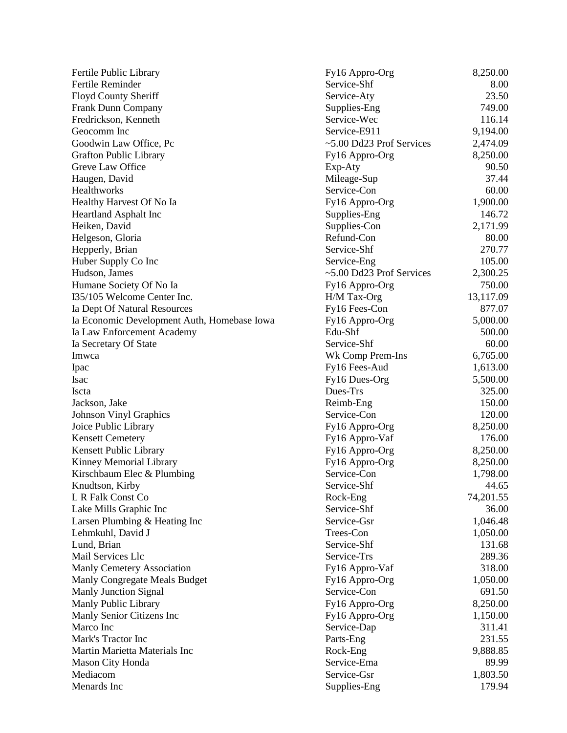| | | |
|---|---|---|
| Fertile Public Library | Fy16 Appro-Org | 8,250.00 |
| Fertile Reminder | Service-Shf | 8.00 |
| Floyd County Sheriff | Service-Aty | 23.50 |
| Frank Dunn Company | Supplies-Eng | 749.00 |
| Fredrickson, Kenneth | Service-Wec | 116.14 |
| Geocomm Inc | Service-E911 | 9,194.00 |
| Goodwin Law Office, Pc | ~5.00 Dd23 Prof Services | 2,474.09 |
| Grafton Public Library | Fy16 Appro-Org | 8,250.00 |
| Greve Law Office | Exp-Aty | 90.50 |
| Haugen, David | Mileage-Sup | 37.44 |
| Healthworks | Service-Con | 60.00 |
| Healthy Harvest Of No Ia | Fy16 Appro-Org | 1,900.00 |
| Heartland Asphalt Inc | Supplies-Eng | 146.72 |
| Heiken, David | Supplies-Con | 2,171.99 |
| Helgeson, Gloria | Refund-Con | 80.00 |
| Hepperly, Brian | Service-Shf | 270.77 |
| Huber Supply Co Inc | Service-Eng | 105.00 |
| Hudson, James | ~5.00 Dd23 Prof Services | 2,300.25 |
| Humane Society Of No Ia | Fy16 Appro-Org | 750.00 |
| I35/105 Welcome Center Inc. | H/M Tax-Org | 13,117.09 |
| Ia Dept Of Natural Resources | Fy16 Fees-Con | 877.07 |
| Ia Economic Development Auth, Homebase Iowa | Fy16 Appro-Org | 5,000.00 |
| Ia Law Enforcement Academy | Edu-Shf | 500.00 |
| Ia Secretary Of State | Service-Shf | 60.00 |
| Imwca | Wk Comp Prem-Ins | 6,765.00 |
| Ipac | Fy16 Fees-Aud | 1,613.00 |
| Isac | Fy16 Dues-Org | 5,500.00 |
| Iscta | Dues-Trs | 325.00 |
| Jackson, Jake | Reimb-Eng | 150.00 |
| Johnson Vinyl Graphics | Service-Con | 120.00 |
| Joice Public Library | Fy16 Appro-Org | 8,250.00 |
| Kensett Cemetery | Fy16 Appro-Vaf | 176.00 |
| Kensett Public Library | Fy16 Appro-Org | 8,250.00 |
| Kinney Memorial Library | Fy16 Appro-Org | 8,250.00 |
| Kirschbaum Elec & Plumbing | Service-Con | 1,798.00 |
| Knudtson, Kirby | Service-Shf | 44.65 |
| L R Falk Const Co | Rock-Eng | 74,201.55 |
| Lake Mills Graphic Inc | Service-Shf | 36.00 |
| Larsen Plumbing & Heating Inc | Service-Gsr | 1,046.48 |
| Lehmkuhl, David J | Trees-Con | 1,050.00 |
| Lund, Brian | Service-Shf | 131.68 |
| Mail Services Llc | Service-Trs | 289.36 |
| Manly Cemetery Association | Fy16 Appro-Vaf | 318.00 |
| Manly Congregate Meals Budget | Fy16 Appro-Org | 1,050.00 |
| Manly Junction Signal | Service-Con | 691.50 |
| Manly Public Library | Fy16 Appro-Org | 8,250.00 |
| Manly Senior Citizens Inc | Fy16 Appro-Org | 1,150.00 |
| Marco Inc | Service-Dap | 311.41 |
| Mark's Tractor Inc | Parts-Eng | 231.55 |
| Martin Marietta Materials Inc | Rock-Eng | 9,888.85 |
| Mason City Honda | Service-Ema | 89.99 |
| Mediacom | Service-Gsr | 1,803.50 |
| Menards Inc | Supplies-Eng | 179.94 |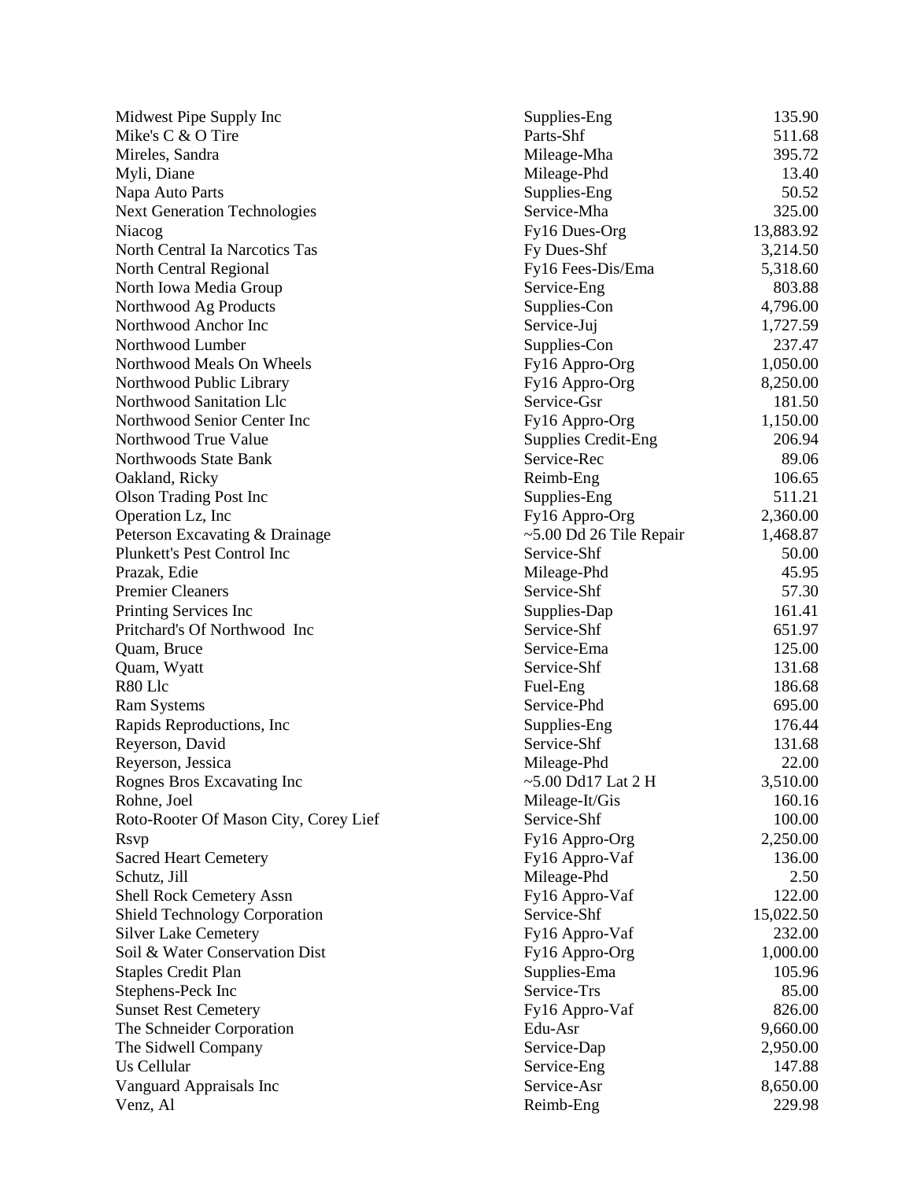| | | |
|---|---|---|
| Midwest Pipe Supply Inc | Supplies-Eng | 135.90 |
| Mike's C & O Tire | Parts-Shf | 511.68 |
| Mireles, Sandra | Mileage-Mha | 395.72 |
| Myli, Diane | Mileage-Phd | 13.40 |
| Napa Auto Parts | Supplies-Eng | 50.52 |
| Next Generation Technologies | Service-Mha | 325.00 |
| Niacog | Fy16 Dues-Org | 13,883.92 |
| North Central Ia Narcotics Tas | Fy Dues-Shf | 3,214.50 |
| North Central Regional | Fy16 Fees-Dis/Ema | 5,318.60 |
| North Iowa Media Group | Service-Eng | 803.88 |
| Northwood Ag Products | Supplies-Con | 4,796.00 |
| Northwood Anchor Inc | Service-Juj | 1,727.59 |
| Northwood Lumber | Supplies-Con | 237.47 |
| Northwood Meals On Wheels | Fy16 Appro-Org | 1,050.00 |
| Northwood Public Library | Fy16 Appro-Org | 8,250.00 |
| Northwood Sanitation Llc | Service-Gsr | 181.50 |
| Northwood Senior Center Inc | Fy16 Appro-Org | 1,150.00 |
| Northwood True Value | Supplies Credit-Eng | 206.94 |
| Northwoods State Bank | Service-Rec | 89.06 |
| Oakland, Ricky | Reimb-Eng | 106.65 |
| Olson Trading Post Inc | Supplies-Eng | 511.21 |
| Operation Lz, Inc | Fy16 Appro-Org | 2,360.00 |
| Peterson Excavating & Drainage | ~5.00 Dd 26 Tile Repair | 1,468.87 |
| Plunkett's Pest Control Inc | Service-Shf | 50.00 |
| Prazak, Edie | Mileage-Phd | 45.95 |
| Premier Cleaners | Service-Shf | 57.30 |
| Printing Services Inc | Supplies-Dap | 161.41 |
| Pritchard's Of Northwood Inc | Service-Shf | 651.97 |
| Quam, Bruce | Service-Ema | 125.00 |
| Quam, Wyatt | Service-Shf | 131.68 |
| R80 Llc | Fuel-Eng | 186.68 |
| Ram Systems | Service-Phd | 695.00 |
| Rapids Reproductions, Inc | Supplies-Eng | 176.44 |
| Reyerson, David | Service-Shf | 131.68 |
| Reyerson, Jessica | Mileage-Phd | 22.00 |
| Rognes Bros Excavating Inc | ~5.00 Dd17 Lat 2 H | 3,510.00 |
| Rohne, Joel | Mileage-It/Gis | 160.16 |
| Roto-Rooter Of Mason City, Corey Lief | Service-Shf | 100.00 |
| Rsvp | Fy16 Appro-Org | 2,250.00 |
| Sacred Heart Cemetery | Fy16 Appro-Vaf | 136.00 |
| Schutz, Jill | Mileage-Phd | 2.50 |
| Shell Rock Cemetery Assn | Fy16 Appro-Vaf | 122.00 |
| Shield Technology Corporation | Service-Shf | 15,022.50 |
| Silver Lake Cemetery | Fy16 Appro-Vaf | 232.00 |
| Soil & Water Conservation Dist | Fy16 Appro-Org | 1,000.00 |
| Staples Credit Plan | Supplies-Ema | 105.96 |
| Stephens-Peck Inc | Service-Trs | 85.00 |
| Sunset Rest Cemetery | Fy16 Appro-Vaf | 826.00 |
| The Schneider Corporation | Edu-Asr | 9,660.00 |
| The Sidwell Company | Service-Dap | 2,950.00 |
| Us Cellular | Service-Eng | 147.88 |
| Vanguard Appraisals Inc | Service-Asr | 8,650.00 |
| Venz, Al | Reimb-Eng | 229.98 |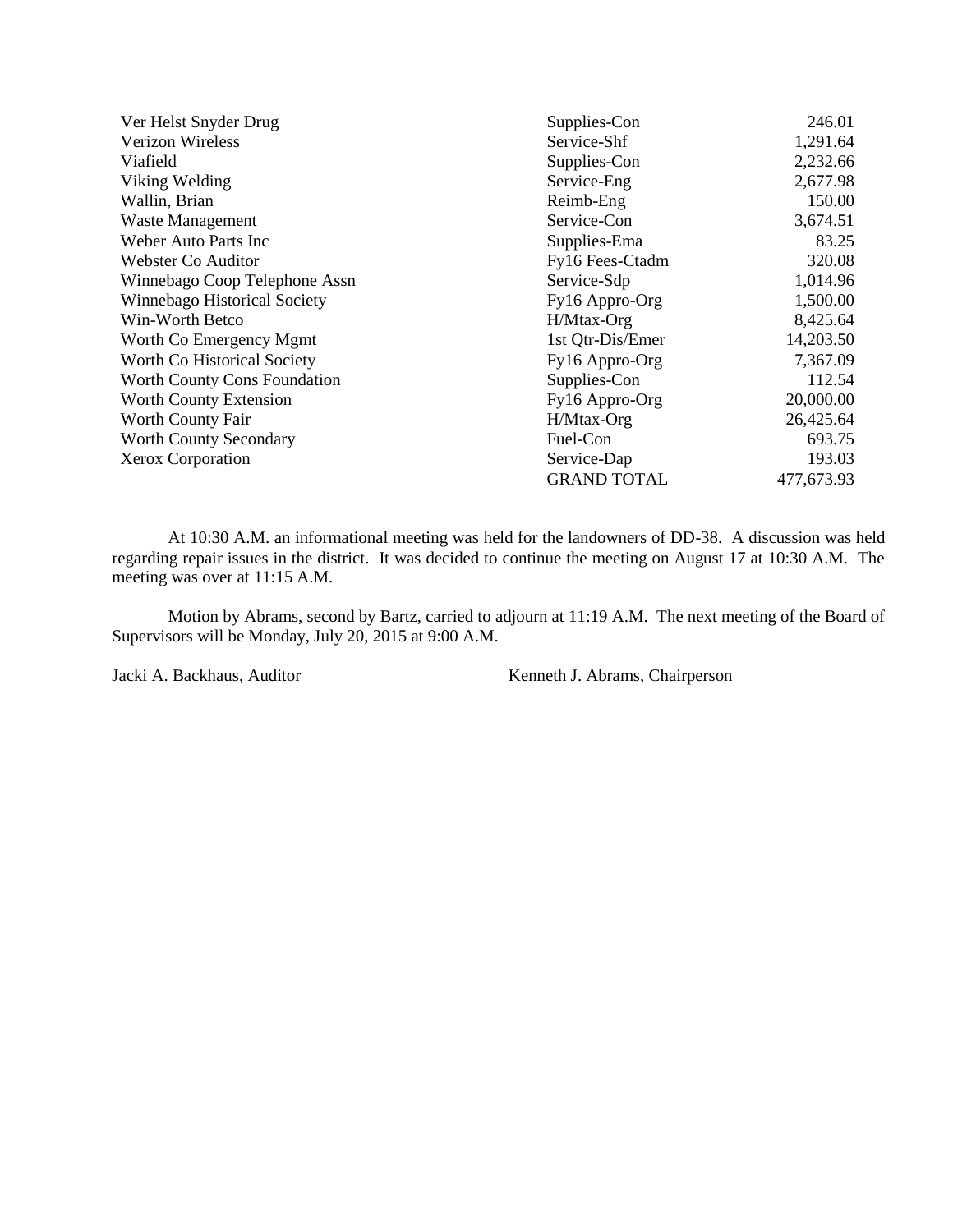| | | |
|---|---|---|
| Ver Helst Snyder Drug | Supplies-Con | 246.01 |
| Verizon Wireless | Service-Shf | 1,291.64 |
| Viafield | Supplies-Con | 2,232.66 |
| Viking Welding | Service-Eng | 2,677.98 |
| Wallin, Brian | Reimb-Eng | 150.00 |
| Waste Management | Service-Con | 3,674.51 |
| Weber Auto Parts Inc | Supplies-Ema | 83.25 |
| Webster Co Auditor | Fy16 Fees-Ctadm | 320.08 |
| Winnebago Coop Telephone Assn | Service-Sdp | 1,014.96 |
| Winnebago Historical Society | Fy16 Appro-Org | 1,500.00 |
| Win-Worth Betco | H/Mtax-Org | 8,425.64 |
| Worth Co Emergency Mgmt | 1st Qtr-Dis/Emer | 14,203.50 |
| Worth Co Historical Society | Fy16 Appro-Org | 7,367.09 |
| Worth County Cons Foundation | Supplies-Con | 112.54 |
| Worth County Extension | Fy16 Appro-Org | 20,000.00 |
| Worth County Fair | H/Mtax-Org | 26,425.64 |
| Worth County Secondary | Fuel-Con | 693.75 |
| Xerox Corporation | Service-Dap | 193.03 |
| | GRAND TOTAL | 477,673.93 |

At 10:30 A.M. an informational meeting was held for the landowners of DD-38. A discussion was held regarding repair issues in the district. It was decided to continue the meeting on August 17 at 10:30 A.M. The meeting was over at 11:15 A.M.

Motion by Abrams, second by Bartz, carried to adjourn at 11:19 A.M. The next meeting of the Board of Supervisors will be Monday, July 20, 2015 at 9:00 A.M.

Jacki A. Backhaus, Auditor Kenneth J. Abrams, Chairperson